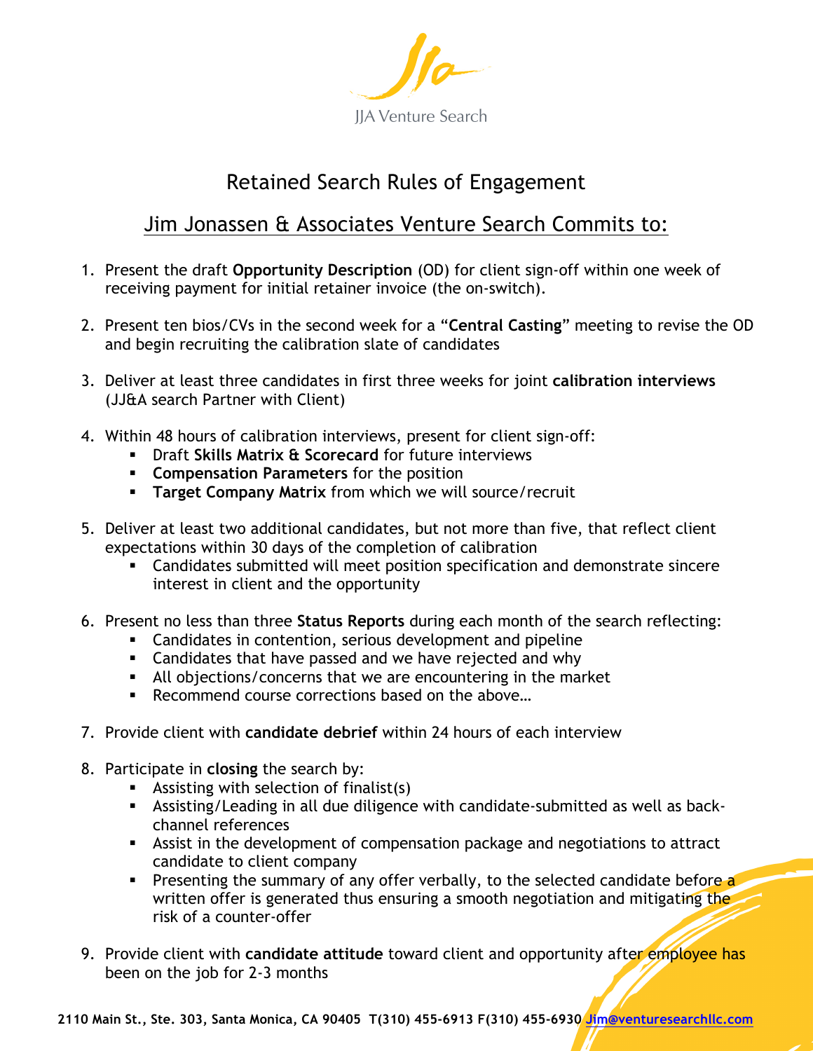JJA Venture Search

# Retained Search Rules of Engagement

## Jim Jonassen & Associates Venture Search Commits to:

1. Present the draft **Opportunity Description** (OD) for client sign-off within one week of receiving payment for initial retainer invoice (the on-switch).

2. Present ten bios/CVs in the second week for a "**Central Casting**" meeting to revise the OD and begin recruiting the calibration slate of candidates

3. Deliver at least three candidates in first three weeks for joint **calibration interviews** (JJ&A search Partner with Client)

4. Within 48 hours of calibration interviews, present for client sign-off:
   - Draft **Skills Matrix & Scorecard** for future interviews
   - **Compensation Parameters** for the position
   - **Target Company Matrix** from which we will source/recruit

5. Deliver at least two additional candidates, but not more than five, that reflect client expectations within 30 days of the completion of calibration
   - Candidates submitted will meet position specification and demonstrate sincere interest in client and the opportunity

6. Present no less than three **Status Reports** during each month of the search reflecting:
   - Candidates in contention, serious development and pipeline
   - Candidates that have passed and we have rejected and why
   - All objections/concerns that we are encountering in the market
   - Recommend course corrections based on the above…

7. Provide client with **candidate debrief** within 24 hours of each interview

8. Participate in **closing** the search by:
   - Assisting with selection of finalist(s)
   - Assisting/Leading in all due diligence with candidate-submitted as well as back-channel references
   - Assist in the development of compensation package and negotiations to attract candidate to client company
   - Presenting the summary of any offer verbally, to the selected candidate before a written offer is generated thus ensuring a smooth negotiation and mitigating the risk of a counter-offer

9. Provide client with **candidate attitude** toward client and opportunity after employee has been on the job for 2-3 months

**2110 Main St., Ste. 303, Santa Monica, CA 90405 T(310) 455-6913 F(310) 455-6930 Jim@venturesearchllc.com**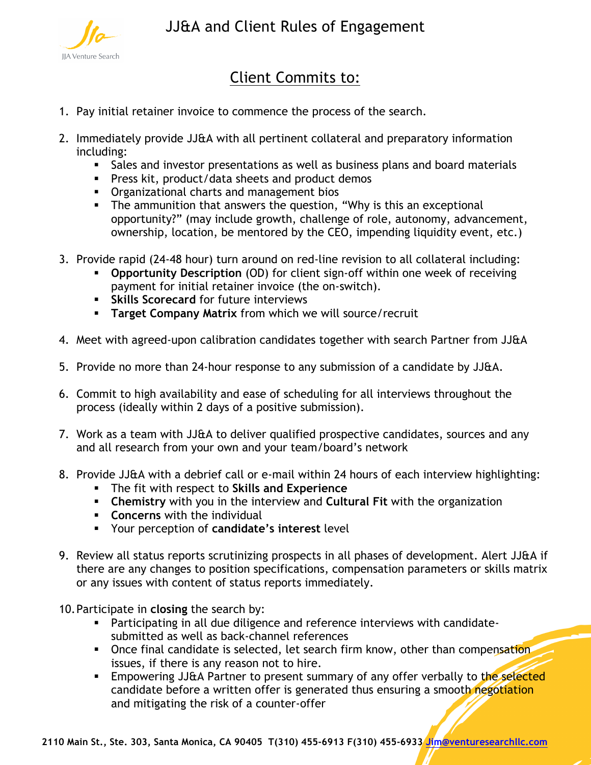# JJ&A and Client Rules of Engagement

## Client Commits to:

1. Pay initial retainer invoice to commence the process of the search.

2. Immediately provide JJ&A with all pertinent collateral and preparatory information including:
   - Sales and investor presentations as well as business plans and board materials
   - Press kit, product/data sheets and product demos
   - Organizational charts and management bios
   - The ammunition that answers the question, "Why is this an exceptional opportunity?" (may include growth, challenge of role, autonomy, advancement, ownership, location, be mentored by the CEO, impending liquidity event, etc.)

3. Provide rapid (24-48 hour) turn around on red-line revision to all collateral including:
   - **Opportunity Description** (OD) for client sign-off within one week of receiving payment for initial retainer invoice (the on-switch).
   - **Skills Scorecard** for future interviews
   - **Target Company Matrix** from which we will source/recruit

4. Meet with agreed-upon calibration candidates together with search Partner from JJ&A

5. Provide no more than 24-hour response to any submission of a candidate by JJ&A.

6. Commit to high availability and ease of scheduling for all interviews throughout the process (ideally within 2 days of a positive submission).

7. Work as a team with JJ&A to deliver qualified prospective candidates, sources and any and all research from your own and your team/board's network

8. Provide JJ&A with a debrief call or e-mail within 24 hours of each interview highlighting:
   - The fit with respect to **Skills and Experience**
   - **Chemistry** with you in the interview and **Cultural Fit** with the organization
   - **Concerns** with the individual
   - Your perception of **candidate's interest** level

9. Review all status reports scrutinizing prospects in all phases of development. Alert JJ&A if there are any changes to position specifications, compensation parameters or skills matrix or any issues with content of status reports immediately.

10. Participate in **closing** the search by:
    - Participating in all due diligence and reference interviews with candidate-submitted as well as back-channel references
    - Once final candidate is selected, let search firm know, other than compensation issues, if there is any reason not to hire.
    - Empowering JJ&A Partner to present summary of any offer verbally to the selected candidate before a written offer is generated thus ensuring a smooth negotiation and mitigating the risk of a counter-offer

**2110 Main St., Ste. 303, Santa Monica, CA 90405 T(310) 455-6913 F(310) 455-6933 Jim@venturesearchllc.com**